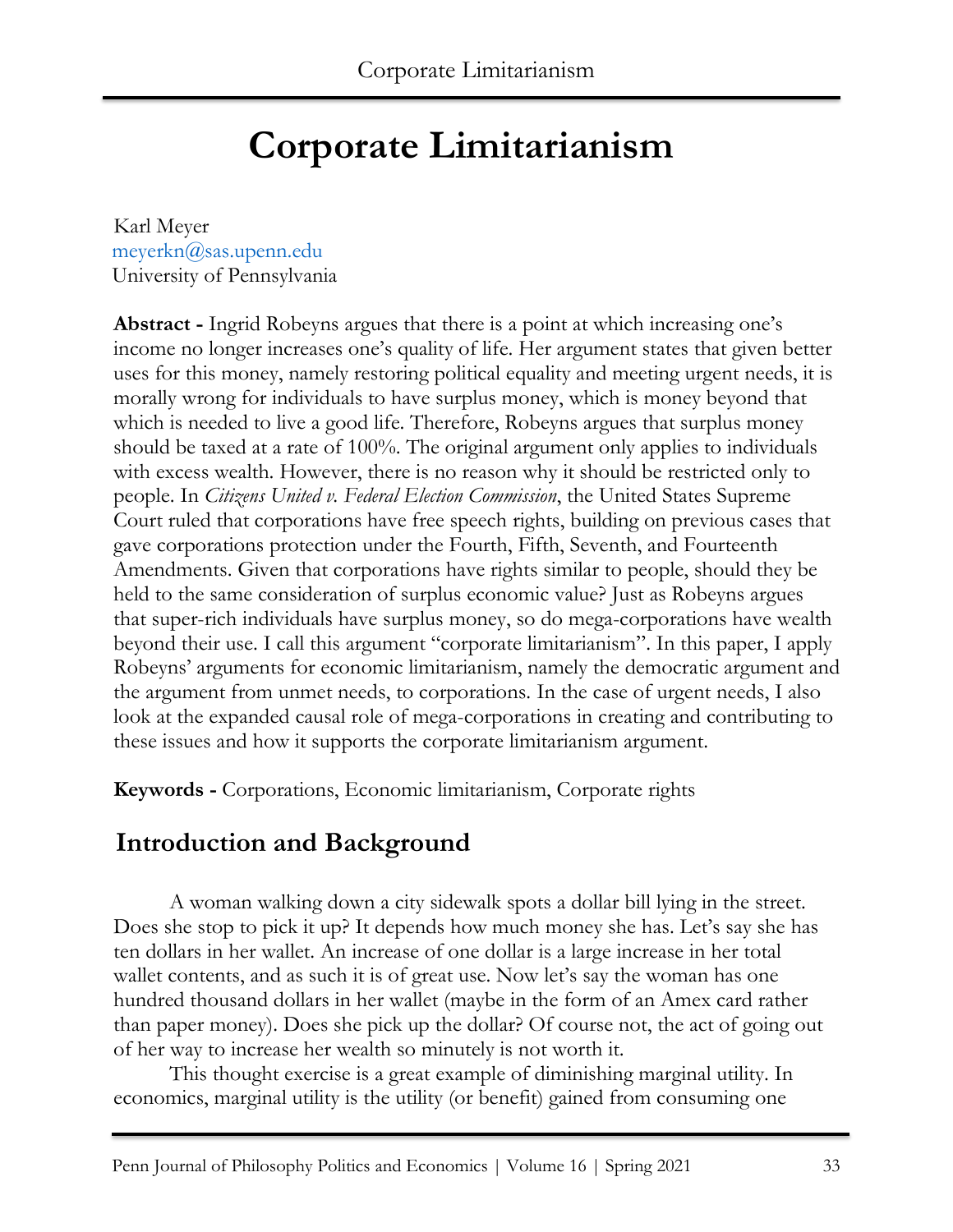# Corporate Limitarianism

Karl Meyer
meyerkn@sas.upenn.edu
University of Pennsylvania

**Abstract -** Ingrid Robeyns argues that there is a point at which increasing one's income no longer increases one's quality of life. Her argument states that given better uses for this money, namely restoring political equality and meeting urgent needs, it is morally wrong for individuals to have surplus money, which is money beyond that which is needed to live a good life. Therefore, Robeyns argues that surplus money should be taxed at a rate of 100%. The original argument only applies to individuals with excess wealth. However, there is no reason why it should be restricted only to people. In *Citizens United v. Federal Election Commission*, the United States Supreme Court ruled that corporations have free speech rights, building on previous cases that gave corporations protection under the Fourth, Fifth, Seventh, and Fourteenth Amendments. Given that corporations have rights similar to people, should they be held to the same consideration of surplus economic value? Just as Robeyns argues that super-rich individuals have surplus money, so do mega-corporations have wealth beyond their use. I call this argument "corporate limitarianism". In this paper, I apply Robeyns' arguments for economic limitarianism, namely the democratic argument and the argument from unmet needs, to corporations. In the case of urgent needs, I also look at the expanded causal role of mega-corporations in creating and contributing to these issues and how it supports the corporate limitarianism argument.

**Keywords -** Corporations, Economic limitarianism, Corporate rights

## Introduction and Background

A woman walking down a city sidewalk spots a dollar bill lying in the street. Does she stop to pick it up? It depends how much money she has. Let's say she has ten dollars in her wallet. An increase of one dollar is a large increase in her total wallet contents, and as such it is of great use. Now let's say the woman has one hundred thousand dollars in her wallet (maybe in the form of an Amex card rather than paper money). Does she pick up the dollar? Of course not, the act of going out of her way to increase her wealth so minutely is not worth it.

This thought exercise is a great example of diminishing marginal utility. In economics, marginal utility is the utility (or benefit) gained from consuming one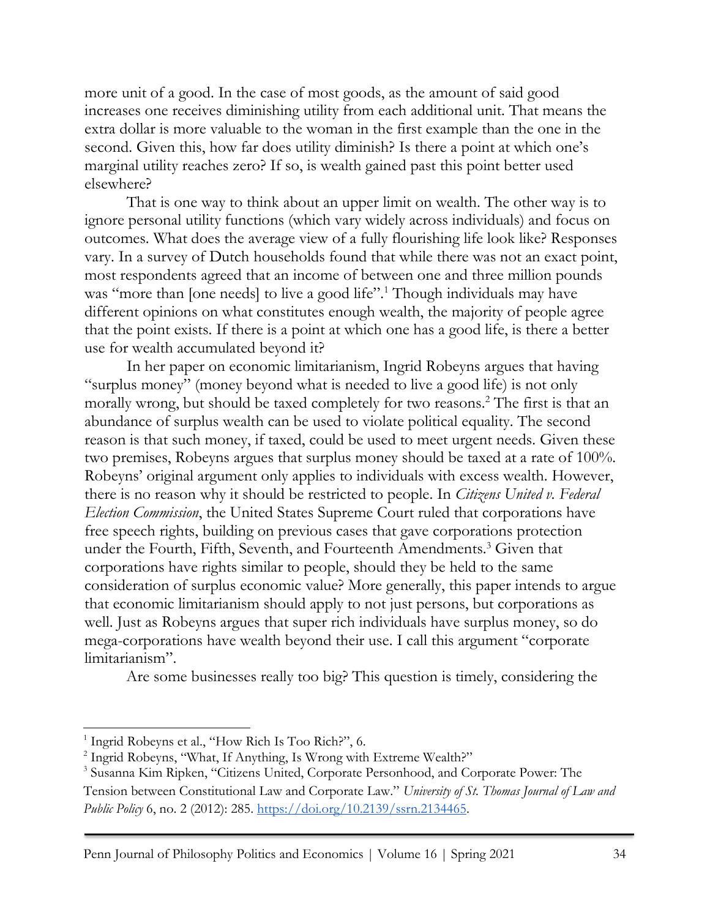more unit of a good. In the case of most goods, as the amount of said good increases one receives diminishing utility from each additional unit. That means the extra dollar is more valuable to the woman in the first example than the one in the second. Given this, how far does utility diminish? Is there a point at which one's marginal utility reaches zero? If so, is wealth gained past this point better used elsewhere?

That is one way to think about an upper limit on wealth. The other way is to ignore personal utility functions (which vary widely across individuals) and focus on outcomes. What does the average view of a fully flourishing life look like? Responses vary. In a survey of Dutch households found that while there was not an exact point, most respondents agreed that an income of between one and three million pounds was "more than [one needs] to live a good life".[1] Though individuals may have different opinions on what constitutes enough wealth, the majority of people agree that the point exists. If there is a point at which one has a good life, is there a better use for wealth accumulated beyond it?

In her paper on economic limitarianism, Ingrid Robeyns argues that having "surplus money" (money beyond what is needed to live a good life) is not only morally wrong, but should be taxed completely for two reasons.[2] The first is that an abundance of surplus wealth can be used to violate political equality. The second reason is that such money, if taxed, could be used to meet urgent needs. Given these two premises, Robeyns argues that surplus money should be taxed at a rate of 100%. Robeyns' original argument only applies to individuals with excess wealth. However, there is no reason why it should be restricted to people. In *Citizens United v. Federal Election Commission*, the United States Supreme Court ruled that corporations have free speech rights, building on previous cases that gave corporations protection under the Fourth, Fifth, Seventh, and Fourteenth Amendments.[3] Given that corporations have rights similar to people, should they be held to the same consideration of surplus economic value? More generally, this paper intends to argue that economic limitarianism should apply to not just persons, but corporations as well. Just as Robeyns argues that super rich individuals have surplus money, so do mega-corporations have wealth beyond their use. I call this argument "corporate limitarianism".

Are some businesses really too big? This question is timely, considering the

---

[1] Ingrid Robeyns et al., "How Rich Is Too Rich?", 6.

[2] Ingrid Robeyns, "What, If Anything, Is Wrong with Extreme Wealth?"

[3] Susanna Kim Ripken, "Citizens United, Corporate Personhood, and Corporate Power: The Tension between Constitutional Law and Corporate Law." *University of St. Thomas Journal of Law and Public Policy* 6, no. 2 (2012): 285. https://doi.org/10.2139/ssrn.2134465.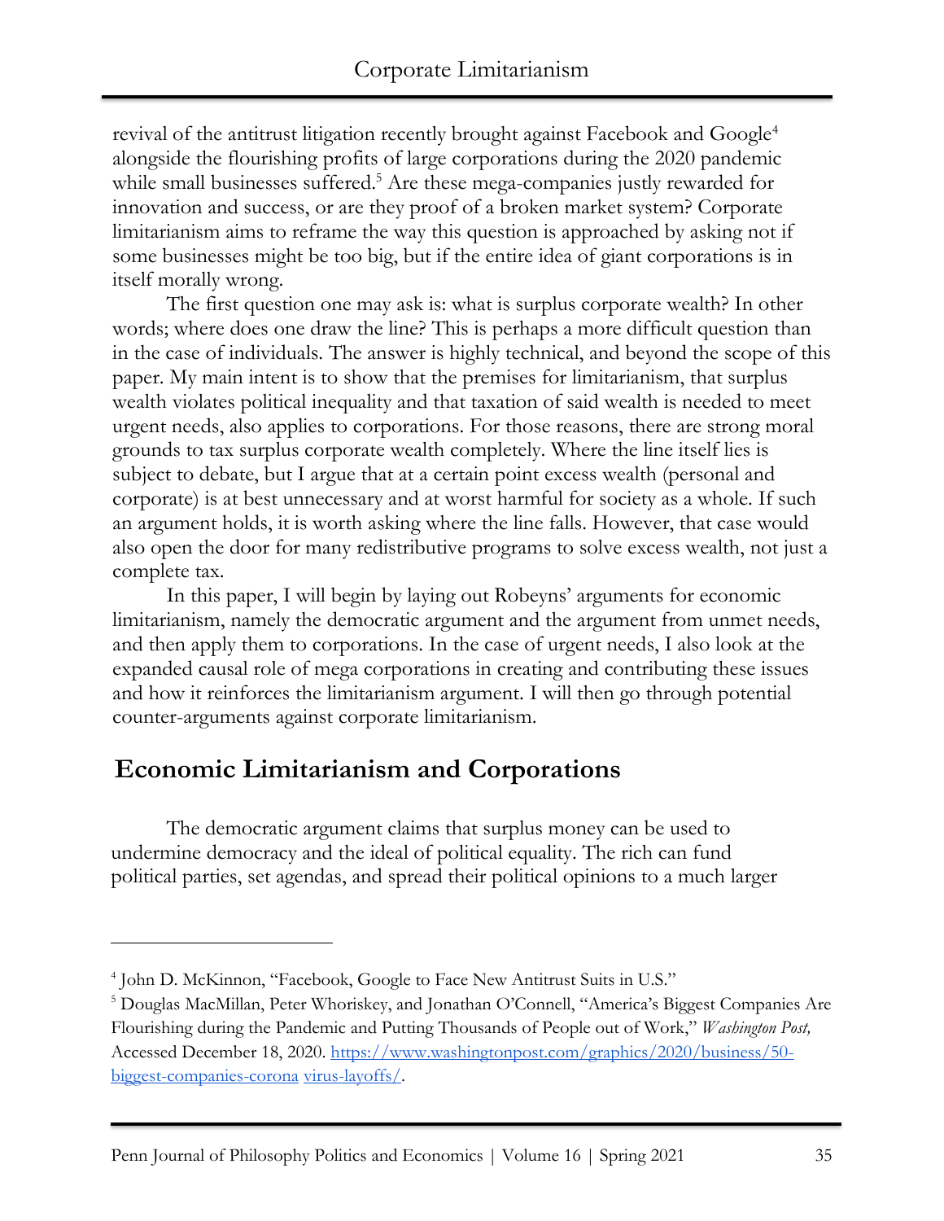revival of the antitrust litigation recently brought against Facebook and Google[4] alongside the flourishing profits of large corporations during the 2020 pandemic while small businesses suffered.[5] Are these mega-companies justly rewarded for innovation and success, or are they proof of a broken market system? Corporate limitarianism aims to reframe the way this question is approached by asking not if some businesses might be too big, but if the entire idea of giant corporations is in itself morally wrong.

The first question one may ask is: what is surplus corporate wealth? In other words; where does one draw the line? This is perhaps a more difficult question than in the case of individuals. The answer is highly technical, and beyond the scope of this paper. My main intent is to show that the premises for limitarianism, that surplus wealth violates political inequality and that taxation of said wealth is needed to meet urgent needs, also applies to corporations. For those reasons, there are strong moral grounds to tax surplus corporate wealth completely. Where the line itself lies is subject to debate, but I argue that at a certain point excess wealth (personal and corporate) is at best unnecessary and at worst harmful for society as a whole. If such an argument holds, it is worth asking where the line falls. However, that case would also open the door for many redistributive programs to solve excess wealth, not just a complete tax.

In this paper, I will begin by laying out Robeyns' arguments for economic limitarianism, namely the democratic argument and the argument from unmet needs, and then apply them to corporations. In the case of urgent needs, I also look at the expanded causal role of mega corporations in creating and contributing these issues and how it reinforces the limitarianism argument. I will then go through potential counter-arguments against corporate limitarianism.

## Economic Limitarianism and Corporations

The democratic argument claims that surplus money can be used to undermine democracy and the ideal of political equality. The rich can fund political parties, set agendas, and spread their political opinions to a much larger

---

[4] John D. McKinnon, "Facebook, Google to Face New Antitrust Suits in U.S."

[5] Douglas MacMillan, Peter Whoriskey, and Jonathan O'Connell, "America's Biggest Companies Are Flourishing during the Pandemic and Putting Thousands of People out of Work," *Washington Post,* Accessed December 18, 2020. https://www.washingtonpost.com/graphics/2020/business/50-biggest-companies-corona virus-layoffs/.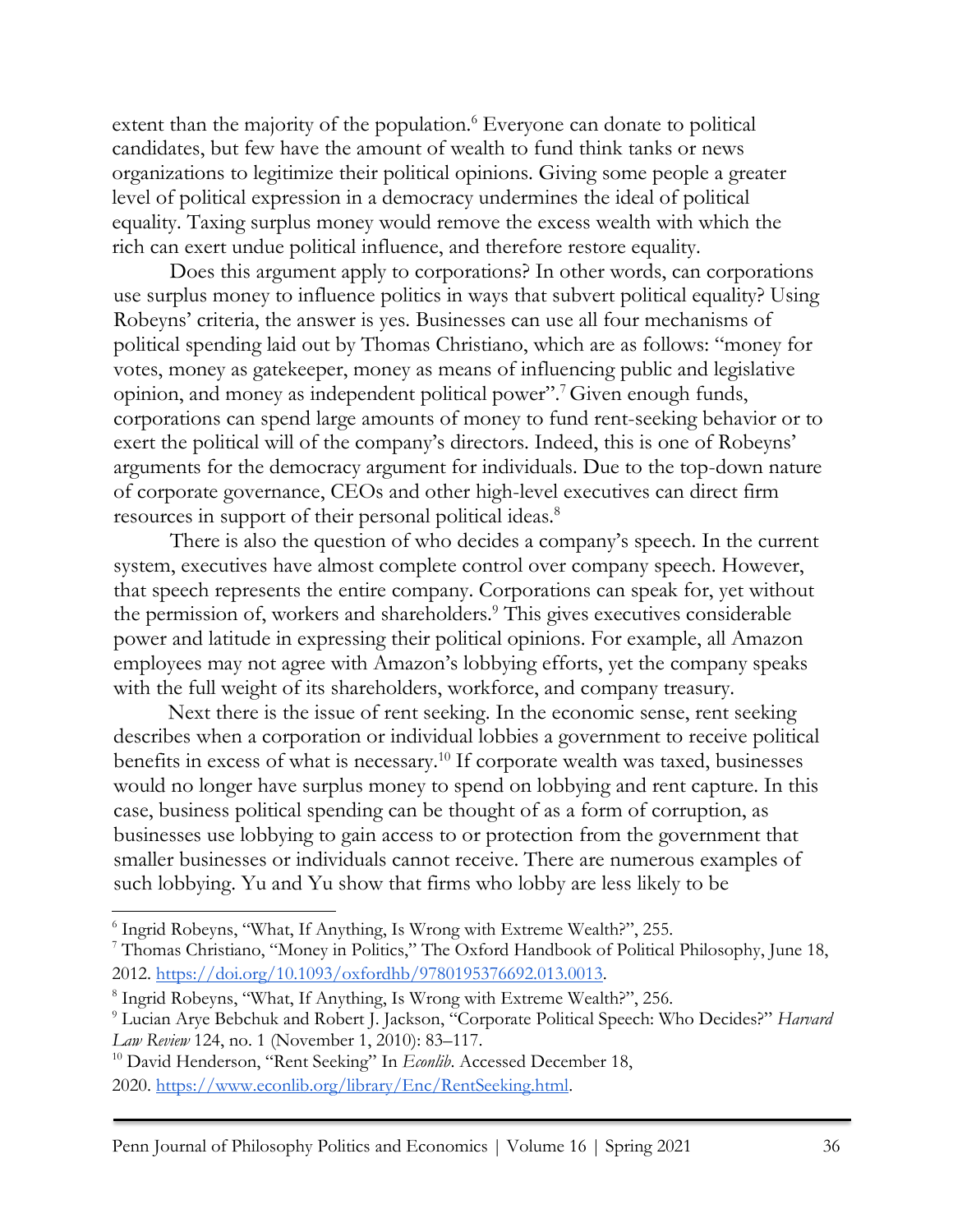extent than the majority of the population.[6] Everyone can donate to political candidates, but few have the amount of wealth to fund think tanks or news organizations to legitimize their political opinions. Giving some people a greater level of political expression in a democracy undermines the ideal of political equality. Taxing surplus money would remove the excess wealth with which the rich can exert undue political influence, and therefore restore equality.

Does this argument apply to corporations? In other words, can corporations use surplus money to influence politics in ways that subvert political equality? Using Robeyns' criteria, the answer is yes. Businesses can use all four mechanisms of political spending laid out by Thomas Christiano, which are as follows: "money for votes, money as gatekeeper, money as means of influencing public and legislative opinion, and money as independent political power".[7] Given enough funds, corporations can spend large amounts of money to fund rent-seeking behavior or to exert the political will of the company's directors. Indeed, this is one of Robeyns' arguments for the democracy argument for individuals. Due to the top-down nature of corporate governance, CEOs and other high-level executives can direct firm resources in support of their personal political ideas.[8]

There is also the question of who decides a company's speech. In the current system, executives have almost complete control over company speech. However, that speech represents the entire company. Corporations can speak for, yet without the permission of, workers and shareholders.[9] This gives executives considerable power and latitude in expressing their political opinions. For example, all Amazon employees may not agree with Amazon's lobbying efforts, yet the company speaks with the full weight of its shareholders, workforce, and company treasury.

Next there is the issue of rent seeking. In the economic sense, rent seeking describes when a corporation or individual lobbies a government to receive political benefits in excess of what is necessary.[10] If corporate wealth was taxed, businesses would no longer have surplus money to spend on lobbying and rent capture. In this case, business political spending can be thought of as a form of corruption, as businesses use lobbying to gain access to or protection from the government that smaller businesses or individuals cannot receive. There are numerous examples of such lobbying. Yu and Yu show that firms who lobby are less likely to be

---

[6] Ingrid Robeyns, "What, If Anything, Is Wrong with Extreme Wealth?", 255.

[7] Thomas Christiano, "Money in Politics," The Oxford Handbook of Political Philosophy, June 18, 2012. https://doi.org/10.1093/oxfordhb/9780195376692.013.0013.

[8] Ingrid Robeyns, "What, If Anything, Is Wrong with Extreme Wealth?", 256.

[9] Lucian Arye Bebchuk and Robert J. Jackson, "Corporate Political Speech: Who Decides?" *Harvard Law Review* 124, no. 1 (November 1, 2010): 83–117.

[10] David Henderson, "Rent Seeking" In *Econlib*. Accessed December 18, 2020. https://www.econlib.org/library/Enc/RentSeeking.html.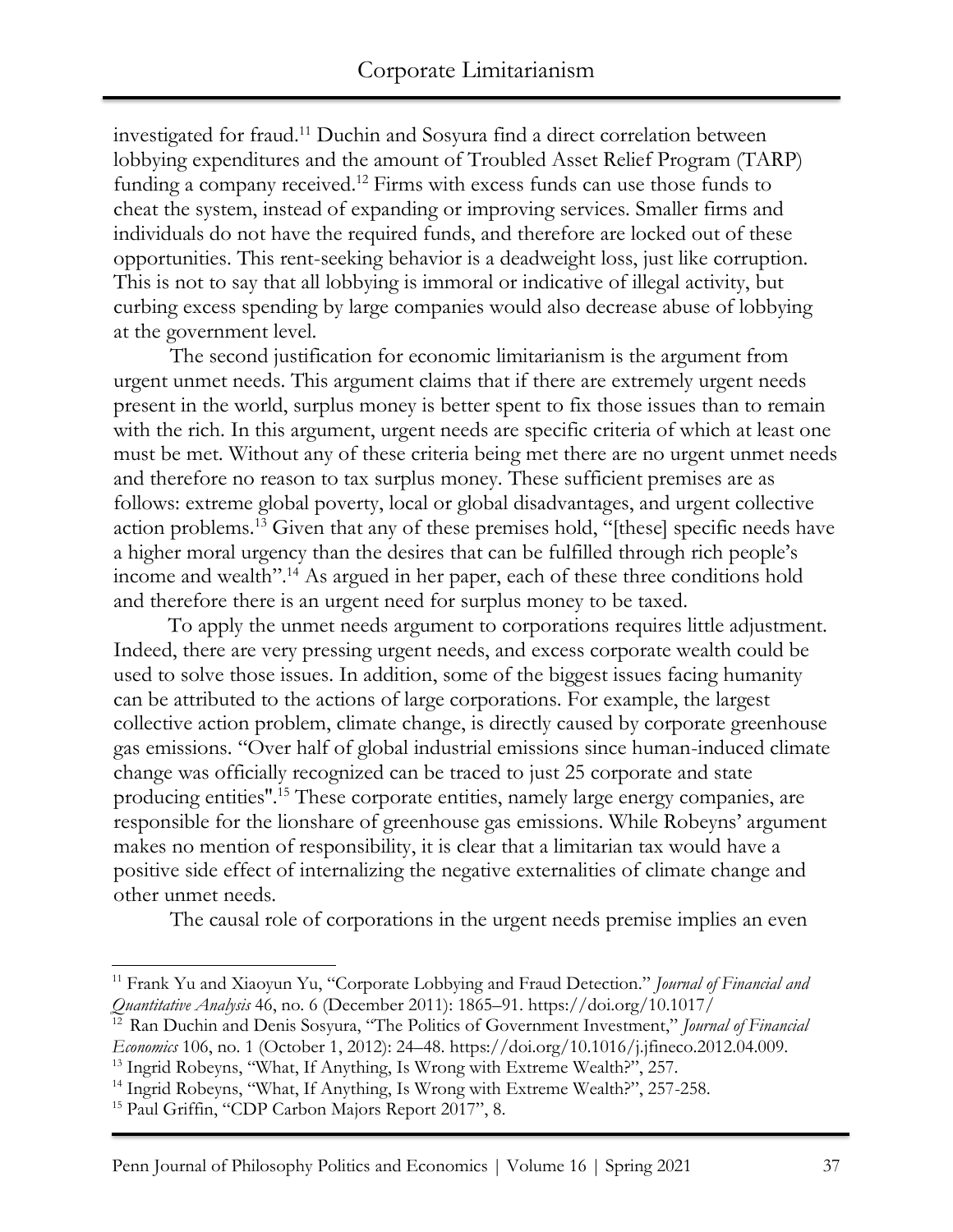investigated for fraud.[11] Duchin and Sosyura find a direct correlation between lobbying expenditures and the amount of Troubled Asset Relief Program (TARP) funding a company received.[12] Firms with excess funds can use those funds to cheat the system, instead of expanding or improving services. Smaller firms and individuals do not have the required funds, and therefore are locked out of these opportunities. This rent-seeking behavior is a deadweight loss, just like corruption. This is not to say that all lobbying is immoral or indicative of illegal activity, but curbing excess spending by large companies would also decrease abuse of lobbying at the government level.

The second justification for economic limitarianism is the argument from urgent unmet needs. This argument claims that if there are extremely urgent needs present in the world, surplus money is better spent to fix those issues than to remain with the rich. In this argument, urgent needs are specific criteria of which at least one must be met. Without any of these criteria being met there are no urgent unmet needs and therefore no reason to tax surplus money. These sufficient premises are as follows: extreme global poverty, local or global disadvantages, and urgent collective action problems.[13] Given that any of these premises hold, "[these] specific needs have a higher moral urgency than the desires that can be fulfilled through rich people's income and wealth".[14] As argued in her paper, each of these three conditions hold and therefore there is an urgent need for surplus money to be taxed.

To apply the unmet needs argument to corporations requires little adjustment. Indeed, there are very pressing urgent needs, and excess corporate wealth could be used to solve those issues. In addition, some of the biggest issues facing humanity can be attributed to the actions of large corporations. For example, the largest collective action problem, climate change, is directly caused by corporate greenhouse gas emissions. "Over half of global industrial emissions since human-induced climate change was officially recognized can be traced to just 25 corporate and state producing entities".[15] These corporate entities, namely large energy companies, are responsible for the lionshare of greenhouse gas emissions. While Robeyns' argument makes no mention of responsibility, it is clear that a limitarian tax would have a positive side effect of internalizing the negative externalities of climate change and other unmet needs.

The causal role of corporations in the urgent needs premise implies an even

---

[11] Frank Yu and Xiaoyun Yu, "Corporate Lobbying and Fraud Detection." *Journal of Financial and Quantitative Analysis* 46, no. 6 (December 2011): 1865–91. https://doi.org/10.1017/

[12] Ran Duchin and Denis Sosyura, "The Politics of Government Investment," *Journal of Financial Economics* 106, no. 1 (October 1, 2012): 24–48. https://doi.org/10.1016/j.jfineco.2012.04.009.

[13] Ingrid Robeyns, "What, If Anything, Is Wrong with Extreme Wealth?", 257.

[14] Ingrid Robeyns, "What, If Anything, Is Wrong with Extreme Wealth?", 257-258.

[15] Paul Griffin, "CDP Carbon Majors Report 2017", 8.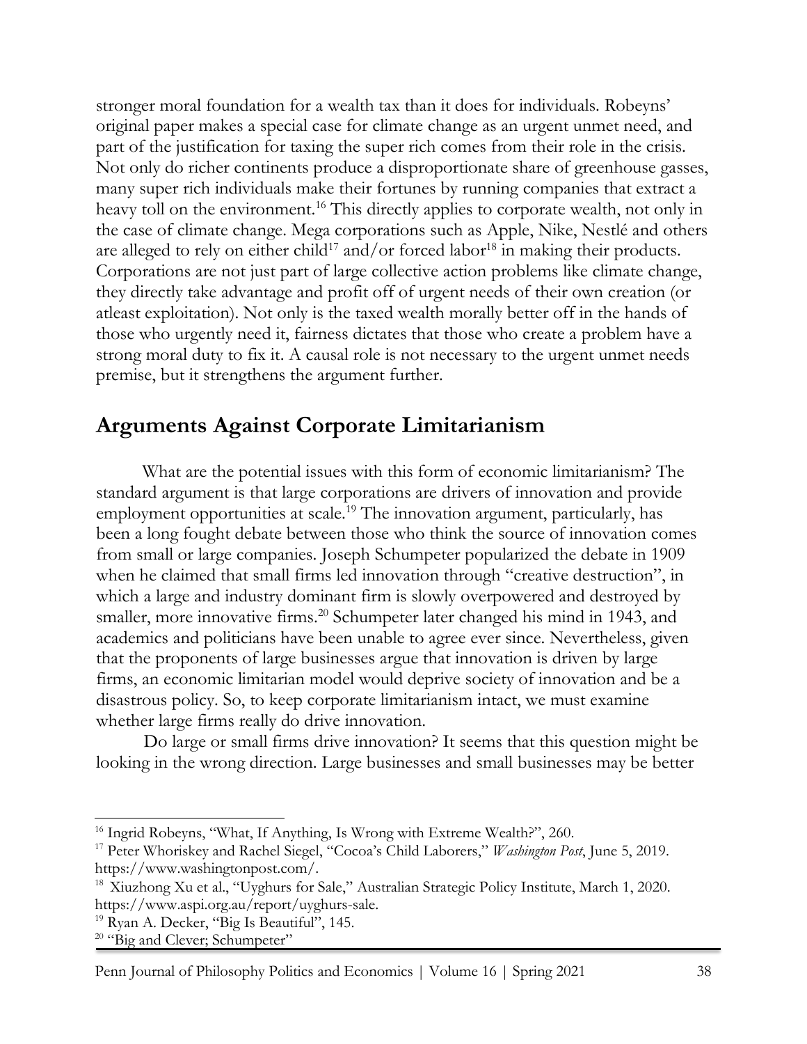stronger moral foundation for a wealth tax than it does for individuals. Robeyns' original paper makes a special case for climate change as an urgent unmet need, and part of the justification for taxing the super rich comes from their role in the crisis. Not only do richer continents produce a disproportionate share of greenhouse gasses, many super rich individuals make their fortunes by running companies that extract a heavy toll on the environment.[16] This directly applies to corporate wealth, not only in the case of climate change. Mega corporations such as Apple, Nike, Nestlé and others are alleged to rely on either child[17] and/or forced labor[18] in making their products. Corporations are not just part of large collective action problems like climate change, they directly take advantage and profit off of urgent needs of their own creation (or atleast exploitation). Not only is the taxed wealth morally better off in the hands of those who urgently need it, fairness dictates that those who create a problem have a strong moral duty to fix it. A causal role is not necessary to the urgent unmet needs premise, but it strengthens the argument further.

## Arguments Against Corporate Limitarianism

What are the potential issues with this form of economic limitarianism? The standard argument is that large corporations are drivers of innovation and provide employment opportunities at scale.[19] The innovation argument, particularly, has been a long fought debate between those who think the source of innovation comes from small or large companies. Joseph Schumpeter popularized the debate in 1909 when he claimed that small firms led innovation through "creative destruction", in which a large and industry dominant firm is slowly overpowered and destroyed by smaller, more innovative firms.[20] Schumpeter later changed his mind in 1943, and academics and politicians have been unable to agree ever since. Nevertheless, given that the proponents of large businesses argue that innovation is driven by large firms, an economic limitarian model would deprive society of innovation and be a disastrous policy. So, to keep corporate limitarianism intact, we must examine whether large firms really do drive innovation.

Do large or small firms drive innovation? It seems that this question might be looking in the wrong direction. Large businesses and small businesses may be better

---

[16] Ingrid Robeyns, "What, If Anything, Is Wrong with Extreme Wealth?", 260.

[17] Peter Whoriskey and Rachel Siegel, "Cocoa's Child Laborers," *Washington Post*, June 5, 2019. https://www.washingtonpost.com/.

[18] Xiuzhong Xu et al., "Uyghurs for Sale," Australian Strategic Policy Institute, March 1, 2020. https://www.aspi.org.au/report/uyghurs-sale.

[19] Ryan A. Decker, "Big Is Beautiful", 145.

[20] "Big and Clever; Schumpeter"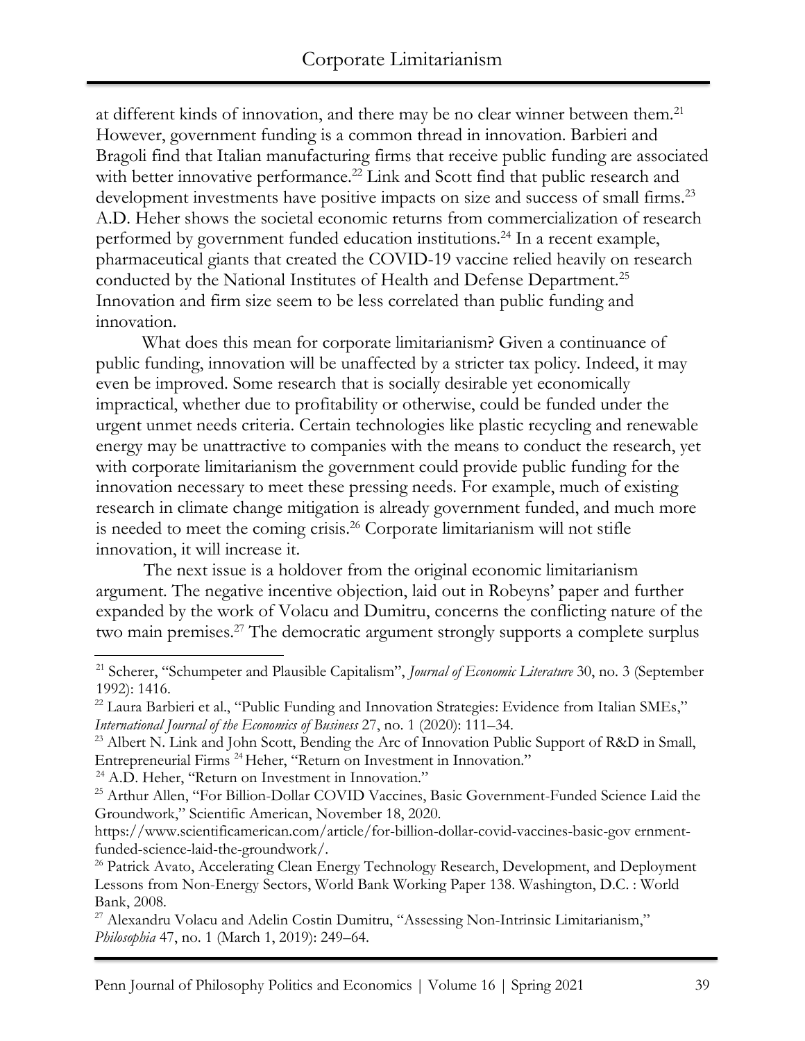at different kinds of innovation, and there may be no clear winner between them.[21] However, government funding is a common thread in innovation. Barbieri and Bragoli find that Italian manufacturing firms that receive public funding are associated with better innovative performance.[22] Link and Scott find that public research and development investments have positive impacts on size and success of small firms.[23] A.D. Heher shows the societal economic returns from commercialization of research performed by government funded education institutions.[24] In a recent example, pharmaceutical giants that created the COVID-19 vaccine relied heavily on research conducted by the National Institutes of Health and Defense Department.[25] Innovation and firm size seem to be less correlated than public funding and innovation.

What does this mean for corporate limitarianism? Given a continuance of public funding, innovation will be unaffected by a stricter tax policy. Indeed, it may even be improved. Some research that is socially desirable yet economically impractical, whether due to profitability or otherwise, could be funded under the urgent unmet needs criteria. Certain technologies like plastic recycling and renewable energy may be unattractive to companies with the means to conduct the research, yet with corporate limitarianism the government could provide public funding for the innovation necessary to meet these pressing needs. For example, much of existing research in climate change mitigation is already government funded, and much more is needed to meet the coming crisis.[26] Corporate limitarianism will not stifle innovation, it will increase it.

The next issue is a holdover from the original economic limitarianism argument. The negative incentive objection, laid out in Robeyns' paper and further expanded by the work of Volacu and Dumitru, concerns the conflicting nature of the two main premises.[27] The democratic argument strongly supports a complete surplus

---

[21] Scherer, "Schumpeter and Plausible Capitalism", *Journal of Economic Literature* 30, no. 3 (September 1992): 1416.

[22] Laura Barbieri et al., "Public Funding and Innovation Strategies: Evidence from Italian SMEs," *International Journal of the Economics of Business* 27, no. 1 (2020): 111–34.

[23] Albert N. Link and John Scott, Bending the Arc of Innovation Public Support of R&D in Small, Entrepreneurial Firms [24] Heher, "Return on Investment in Innovation."

[24] A.D. Heher, "Return on Investment in Innovation."

[25] Arthur Allen, "For Billion-Dollar COVID Vaccines, Basic Government-Funded Science Laid the Groundwork," Scientific American, November 18, 2020. https://www.scientificamerican.com/article/for-billion-dollar-covid-vaccines-basic-gov ernment-funded-science-laid-the-groundwork/.

[26] Patrick Avato, Accelerating Clean Energy Technology Research, Development, and Deployment Lessons from Non-Energy Sectors, World Bank Working Paper 138. Washington, D.C. : World Bank, 2008.

[27] Alexandru Volacu and Adelin Costin Dumitru, "Assessing Non-Intrinsic Limitarianism," *Philosophia* 47, no. 1 (March 1, 2019): 249–64.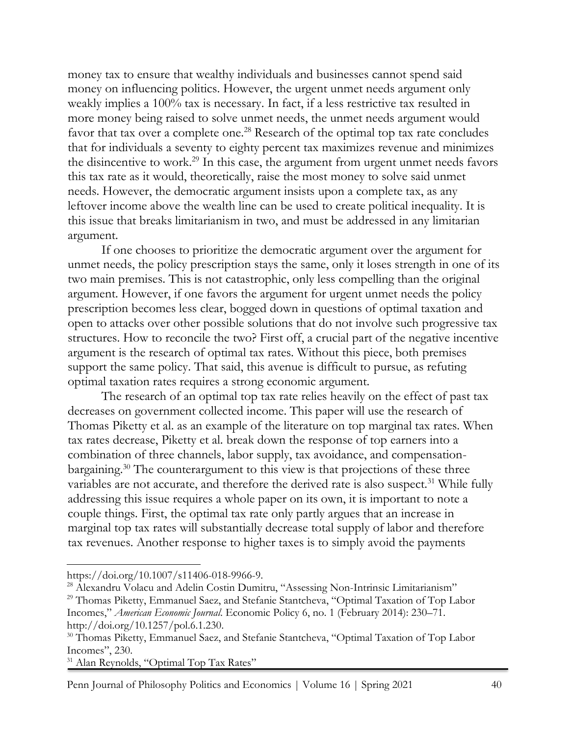money tax to ensure that wealthy individuals and businesses cannot spend said money on influencing politics. However, the urgent unmet needs argument only weakly implies a 100% tax is necessary. In fact, if a less restrictive tax resulted in more money being raised to solve unmet needs, the unmet needs argument would favor that tax over a complete one.[28] Research of the optimal top tax rate concludes that for individuals a seventy to eighty percent tax maximizes revenue and minimizes the disincentive to work.[29] In this case, the argument from urgent unmet needs favors this tax rate as it would, theoretically, raise the most money to solve said unmet needs. However, the democratic argument insists upon a complete tax, as any leftover income above the wealth line can be used to create political inequality. It is this issue that breaks limitarianism in two, and must be addressed in any limitarian argument.

If one chooses to prioritize the democratic argument over the argument for unmet needs, the policy prescription stays the same, only it loses strength in one of its two main premises. This is not catastrophic, only less compelling than the original argument. However, if one favors the argument for urgent unmet needs the policy prescription becomes less clear, bogged down in questions of optimal taxation and open to attacks over other possible solutions that do not involve such progressive tax structures. How to reconcile the two? First off, a crucial part of the negative incentive argument is the research of optimal tax rates. Without this piece, both premises support the same policy. That said, this avenue is difficult to pursue, as refuting optimal taxation rates requires a strong economic argument.

The research of an optimal top tax rate relies heavily on the effect of past tax decreases on government collected income. This paper will use the research of Thomas Piketty et al. as an example of the literature on top marginal tax rates. When tax rates decrease, Piketty et al. break down the response of top earners into a combination of three channels, labor supply, tax avoidance, and compensation-bargaining.[30] The counterargument to this view is that projections of these three variables are not accurate, and therefore the derived rate is also suspect.[31] While fully addressing this issue requires a whole paper on its own, it is important to note a couple things. First, the optimal tax rate only partly argues that an increase in marginal top tax rates will substantially decrease total supply of labor and therefore tax revenues. Another response to higher taxes is to simply avoid the payments

---

https://doi.org/10.1007/s11406-018-9966-9.

[28] Alexandru Volacu and Adelin Costin Dumitru, "Assessing Non-Intrinsic Limitarianism"

[29] Thomas Piketty, Emmanuel Saez, and Stefanie Stantcheva, "Optimal Taxation of Top Labor Incomes," *American Economic Journal*. Economic Policy 6, no. 1 (February 2014): 230–71. http://doi.org/10.1257/pol.6.1.230.

[30] Thomas Piketty, Emmanuel Saez, and Stefanie Stantcheva, "Optimal Taxation of Top Labor Incomes", 230.

[31] Alan Reynolds, "Optimal Top Tax Rates"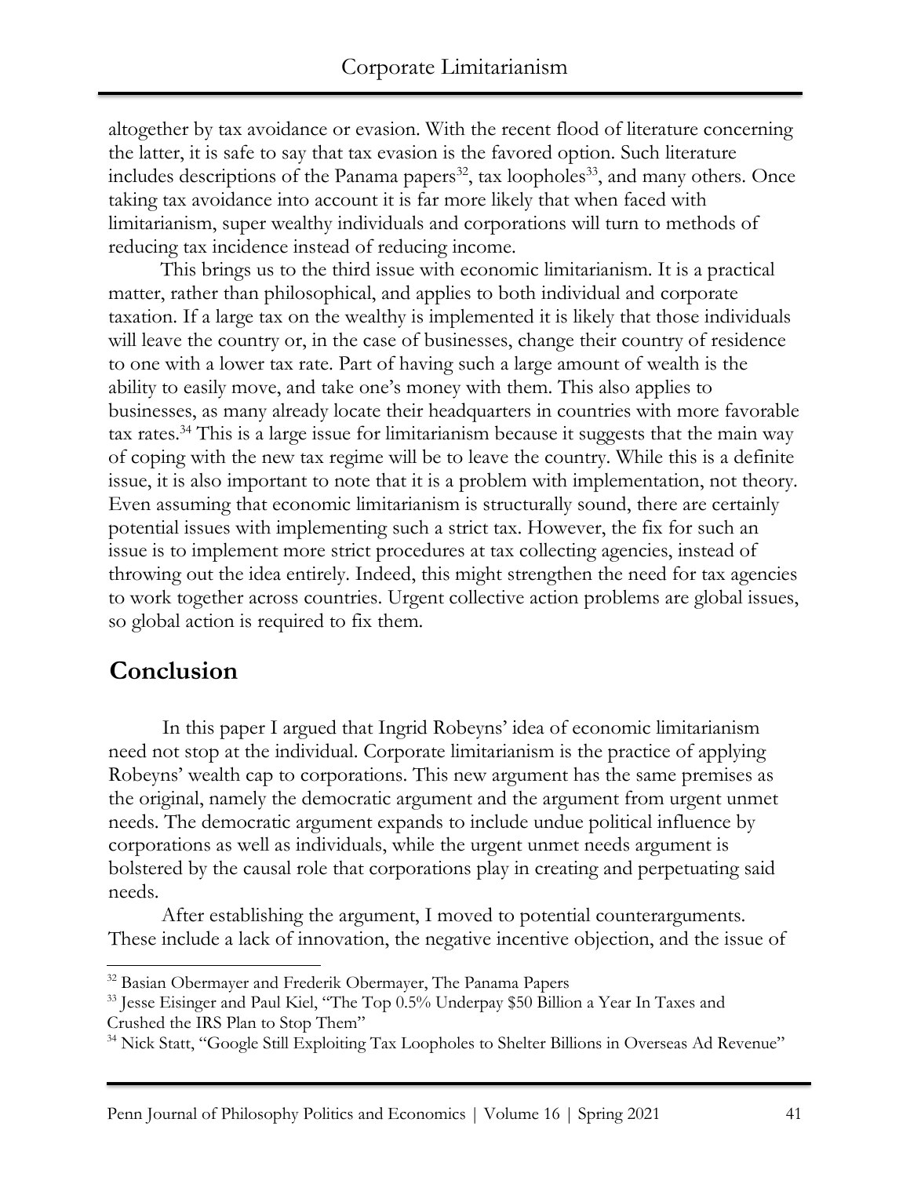altogether by tax avoidance or evasion. With the recent flood of literature concerning the latter, it is safe to say that tax evasion is the favored option. Such literature includes descriptions of the Panama papers[32], tax loopholes[33], and many others. Once taking tax avoidance into account it is far more likely that when faced with limitarianism, super wealthy individuals and corporations will turn to methods of reducing tax incidence instead of reducing income.

This brings us to the third issue with economic limitarianism. It is a practical matter, rather than philosophical, and applies to both individual and corporate taxation. If a large tax on the wealthy is implemented it is likely that those individuals will leave the country or, in the case of businesses, change their country of residence to one with a lower tax rate. Part of having such a large amount of wealth is the ability to easily move, and take one's money with them. This also applies to businesses, as many already locate their headquarters in countries with more favorable tax rates.[34] This is a large issue for limitarianism because it suggests that the main way of coping with the new tax regime will be to leave the country. While this is a definite issue, it is also important to note that it is a problem with implementation, not theory. Even assuming that economic limitarianism is structurally sound, there are certainly potential issues with implementing such a strict tax. However, the fix for such an issue is to implement more strict procedures at tax collecting agencies, instead of throwing out the idea entirely. Indeed, this might strengthen the need for tax agencies to work together across countries. Urgent collective action problems are global issues, so global action is required to fix them.

## Conclusion

In this paper I argued that Ingrid Robeyns' idea of economic limitarianism need not stop at the individual. Corporate limitarianism is the practice of applying Robeyns' wealth cap to corporations. This new argument has the same premises as the original, namely the democratic argument and the argument from urgent unmet needs. The democratic argument expands to include undue political influence by corporations as well as individuals, while the urgent unmet needs argument is bolstered by the causal role that corporations play in creating and perpetuating said needs.

After establishing the argument, I moved to potential counterarguments. These include a lack of innovation, the negative incentive objection, and the issue of

[32] Basian Obermayer and Frederik Obermayer, The Panama Papers

[33] Jesse Eisinger and Paul Kiel, "The Top 0.5% Underpay $50 Billion a Year In Taxes and Crushed the IRS Plan to Stop Them"

[34] Nick Statt, "Google Still Exploiting Tax Loopholes to Shelter Billions in Overseas Ad Revenue"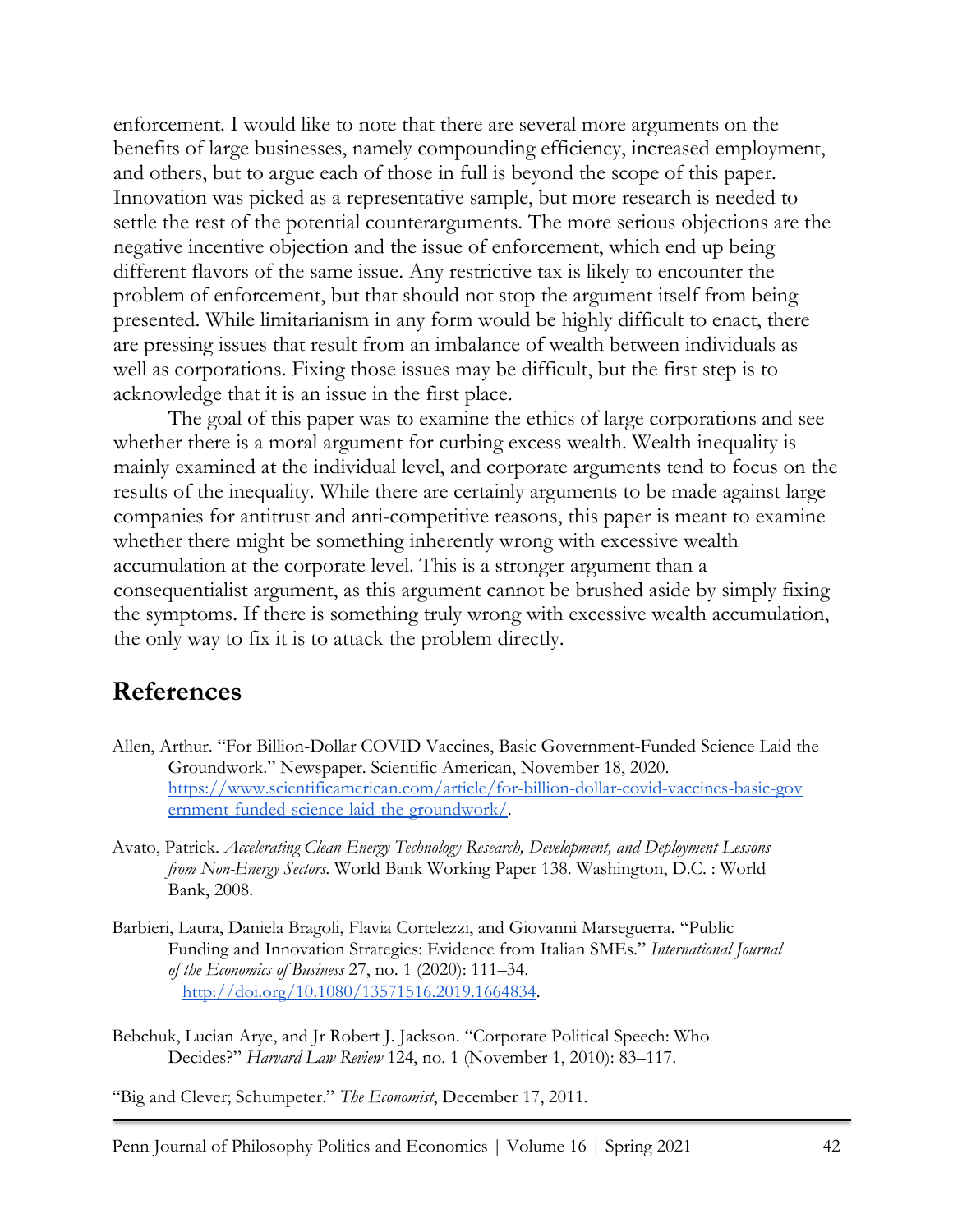enforcement. I would like to note that there are several more arguments on the benefits of large businesses, namely compounding efficiency, increased employment, and others, but to argue each of those in full is beyond the scope of this paper. Innovation was picked as a representative sample, but more research is needed to settle the rest of the potential counterarguments. The more serious objections are the negative incentive objection and the issue of enforcement, which end up being different flavors of the same issue. Any restrictive tax is likely to encounter the problem of enforcement, but that should not stop the argument itself from being presented. While limitarianism in any form would be highly difficult to enact, there are pressing issues that result from an imbalance of wealth between individuals as well as corporations. Fixing those issues may be difficult, but the first step is to acknowledge that it is an issue in the first place.

The goal of this paper was to examine the ethics of large corporations and see whether there is a moral argument for curbing excess wealth. Wealth inequality is mainly examined at the individual level, and corporate arguments tend to focus on the results of the inequality. While there are certainly arguments to be made against large companies for antitrust and anti-competitive reasons, this paper is meant to examine whether there might be something inherently wrong with excessive wealth accumulation at the corporate level. This is a stronger argument than a consequentialist argument, as this argument cannot be brushed aside by simply fixing the symptoms. If there is something truly wrong with excessive wealth accumulation, the only way to fix it is to attack the problem directly.

## References

Allen, Arthur. "For Billion-Dollar COVID Vaccines, Basic Government-Funded Science Laid the Groundwork." Newspaper. Scientific American, November 18, 2020. https://www.scientificamerican.com/article/for-billion-dollar-covid-vaccines-basic-government-funded-science-laid-the-groundwork/.

Avato, Patrick. *Accelerating Clean Energy Technology Research, Development, and Deployment Lessons from Non-Energy Sectors*. World Bank Working Paper 138. Washington, D.C. : World Bank, 2008.

Barbieri, Laura, Daniela Bragoli, Flavia Cortelezzi, and Giovanni Marseguerra. "Public Funding and Innovation Strategies: Evidence from Italian SMEs." *International Journal of the Economics of Business* 27, no. 1 (2020): 111–34. http://doi.org/10.1080/13571516.2019.1664834.

Bebchuk, Lucian Arye, and Jr Robert J. Jackson. "Corporate Political Speech: Who Decides?" *Harvard Law Review* 124, no. 1 (November 1, 2010): 83–117.

"Big and Clever; Schumpeter." *The Economist*, December 17, 2011.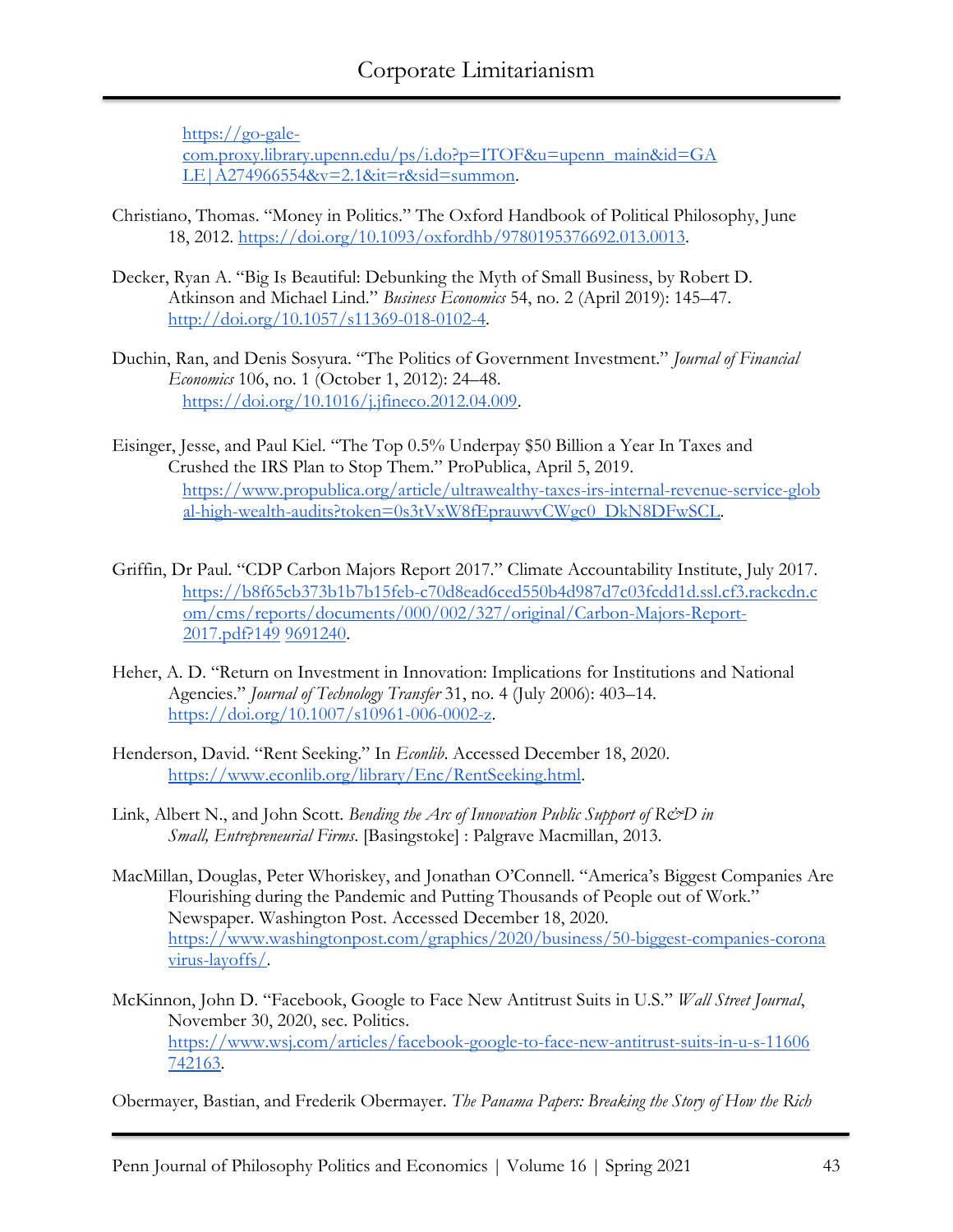https://go-gale-com.proxy.library.upenn.edu/ps/i.do?p=ITOF&u=upenn_main&id=GALE|A274966554&v=2.1&it=r&sid=summon.

Christiano, Thomas. "Money in Politics." The Oxford Handbook of Political Philosophy, June 18, 2012. https://doi.org/10.1093/oxfordhb/9780195376692.013.0013.

Decker, Ryan A. "Big Is Beautiful: Debunking the Myth of Small Business, by Robert D. Atkinson and Michael Lind." *Business Economics* 54, no. 2 (April 2019): 145–47. http://doi.org/10.1057/s11369-018-0102-4.

Duchin, Ran, and Denis Sosyura. "The Politics of Government Investment." *Journal of Financial Economics* 106, no. 1 (October 1, 2012): 24–48. https://doi.org/10.1016/j.jfineco.2012.04.009.

Eisinger, Jesse, and Paul Kiel. "The Top 0.5% Underpay $50 Billion a Year In Taxes and Crushed the IRS Plan to Stop Them." ProPublica, April 5, 2019. https://www.propublica.org/article/ultrawealthy-taxes-irs-internal-revenue-service-global-high-wealth-audits?token=0s3tVxW8fEprauwvCWgc0_DkN8DFwSCL.

Griffin, Dr Paul. "CDP Carbon Majors Report 2017." Climate Accountability Institute, July 2017. https://b8f65cb373b1b7b15feb-c70d8ead6ced550b4d987d7c03fcdd1d.ssl.cf3.rackcdn.com/cms/reports/documents/000/002/327/original/Carbon-Majors-Report-2017.pdf?149 9691240.

Heher, A. D. "Return on Investment in Innovation: Implications for Institutions and National Agencies." *Journal of Technology Transfer* 31, no. 4 (July 2006): 403–14. https://doi.org/10.1007/s10961-006-0002-z.

Henderson, David. "Rent Seeking." In *Econlib*. Accessed December 18, 2020. https://www.econlib.org/library/Enc/RentSeeking.html.

Link, Albert N., and John Scott. *Bending the Arc of Innovation Public Support of R&D in Small, Entrepreneurial Firms*. [Basingstoke] : Palgrave Macmillan, 2013.

MacMillan, Douglas, Peter Whoriskey, and Jonathan O'Connell. "America's Biggest Companies Are Flourishing during the Pandemic and Putting Thousands of People out of Work." Newspaper. Washington Post. Accessed December 18, 2020. https://www.washingtonpost.com/graphics/2020/business/50-biggest-companies-coronavirus-layoffs/.

McKinnon, John D. "Facebook, Google to Face New Antitrust Suits in U.S." *Wall Street Journal*, November 30, 2020, sec. Politics. https://www.wsj.com/articles/facebook-google-to-face-new-antitrust-suits-in-u-s-11606742163.

Obermayer, Bastian, and Frederik Obermayer. *The Panama Papers: Breaking the Story of How the Rich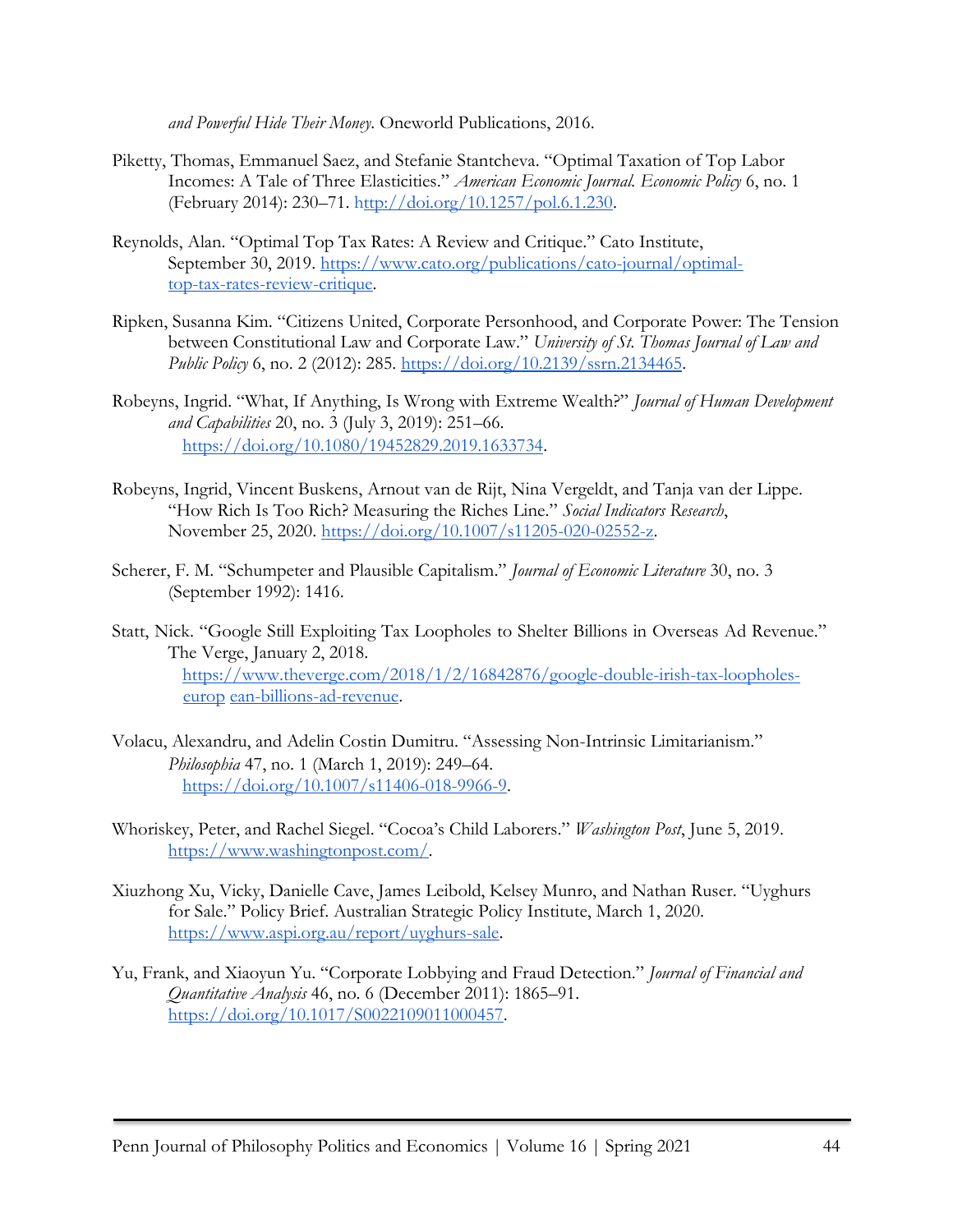*and Powerful Hide Their Money*. Oneworld Publications, 2016.

Piketty, Thomas, Emmanuel Saez, and Stefanie Stantcheva. "Optimal Taxation of Top Labor Incomes: A Tale of Three Elasticities." *American Economic Journal. Economic Policy* 6, no. 1 (February 2014): 230–71. http://doi.org/10.1257/pol.6.1.230.

Reynolds, Alan. "Optimal Top Tax Rates: A Review and Critique." Cato Institute, September 30, 2019. https://www.cato.org/publications/cato-journal/optimal-top-tax-rates-review-critique.

Ripken, Susanna Kim. "Citizens United, Corporate Personhood, and Corporate Power: The Tension between Constitutional Law and Corporate Law." *University of St. Thomas Journal of Law and Public Policy* 6, no. 2 (2012): 285. https://doi.org/10.2139/ssrn.2134465.

Robeyns, Ingrid. "What, If Anything, Is Wrong with Extreme Wealth?" *Journal of Human Development and Capabilities* 20, no. 3 (July 3, 2019): 251–66. https://doi.org/10.1080/19452829.2019.1633734.

Robeyns, Ingrid, Vincent Buskens, Arnout van de Rijt, Nina Vergeldt, and Tanja van der Lippe. "How Rich Is Too Rich? Measuring the Riches Line." *Social Indicators Research*, November 25, 2020. https://doi.org/10.1007/s11205-020-02552-z.

Scherer, F. M. "Schumpeter and Plausible Capitalism." *Journal of Economic Literature* 30, no. 3 (September 1992): 1416.

Statt, Nick. "Google Still Exploiting Tax Loopholes to Shelter Billions in Overseas Ad Revenue." The Verge, January 2, 2018. https://www.theverge.com/2018/1/2/16842876/google-double-irish-tax-loopholes-europ ean-billions-ad-revenue.

Volacu, Alexandru, and Adelin Costin Dumitru. "Assessing Non-Intrinsic Limitarianism." *Philosophia* 47, no. 1 (March 1, 2019): 249–64. https://doi.org/10.1007/s11406-018-9966-9.

Whoriskey, Peter, and Rachel Siegel. "Cocoa's Child Laborers." *Washington Post*, June 5, 2019. https://www.washingtonpost.com/.

Xiuzhong Xu, Vicky, Danielle Cave, James Leibold, Kelsey Munro, and Nathan Ruser. "Uyghurs for Sale." Policy Brief. Australian Strategic Policy Institute, March 1, 2020. https://www.aspi.org.au/report/uyghurs-sale.

Yu, Frank, and Xiaoyun Yu. "Corporate Lobbying and Fraud Detection." *Journal of Financial and Quantitative Analysis* 46, no. 6 (December 2011): 1865–91. https://doi.org/10.1017/S0022109011000457.